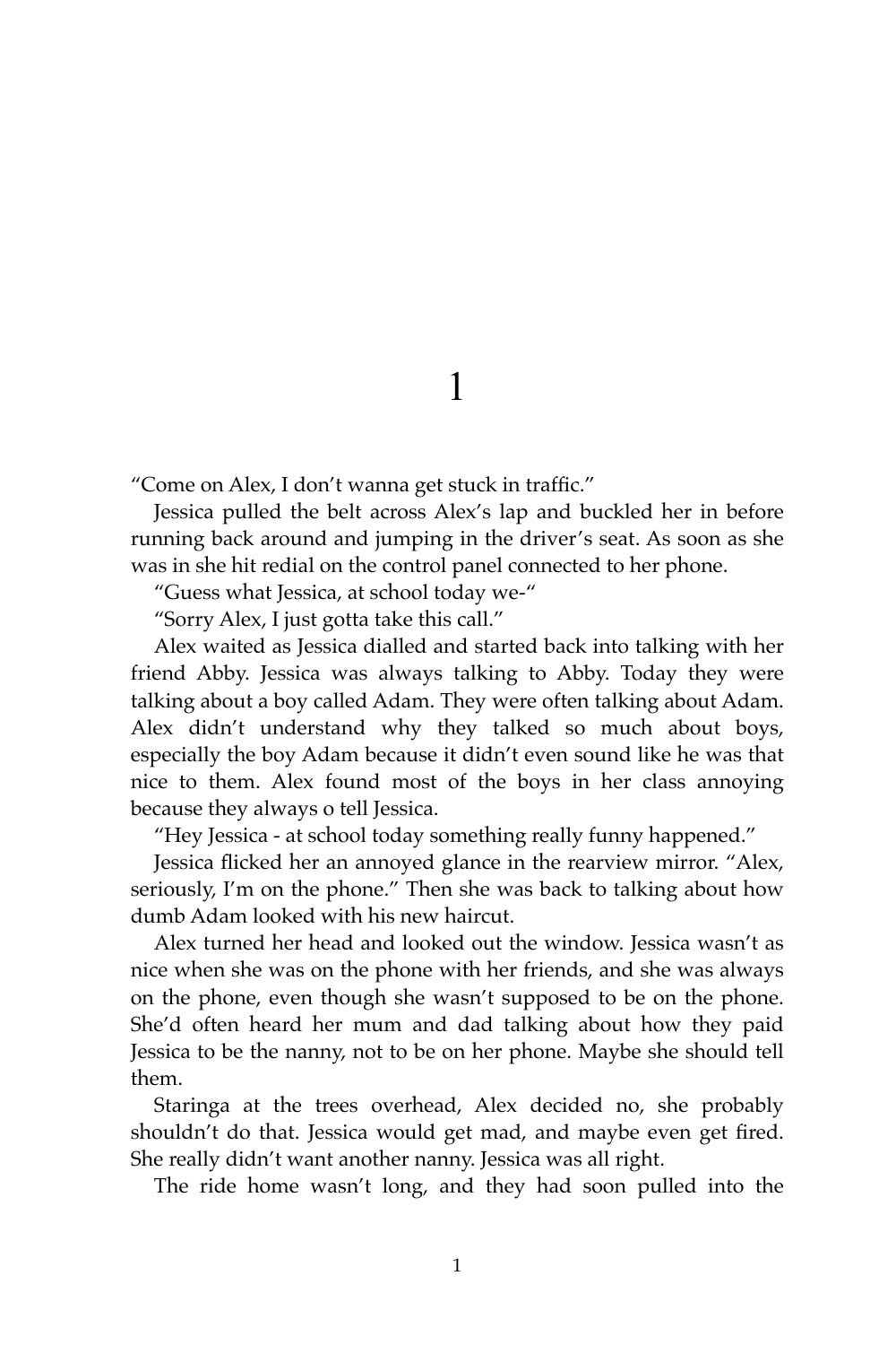# 1

"Come on Alex, I don't wanna get stuck in traffic."

Jessica pulled the belt across Alex's lap and buckled her in before running back around and jumping in the driver's seat. As soon as she was in she hit redial on the control panel connected to her phone.

"Guess what Jessica, at school today we-"

"Sorry Alex, I just gotta take this call."

Alex waited as Jessica dialled and started back into talking with her friend Abby. Jessica was always talking to Abby. Today they were talking about a boy called Adam. They were often talking about Adam. Alex didn't understand why they talked so much about boys, especially the boy Adam because it didn't even sound like he was that nice to them. Alex found most of the boys in her class annoying because they always o tell Jessica.

"Hey Jessica - at school today something really funny happened."

Jessica flicked her an annoyed glance in the rearview mirror. "Alex, seriously, I'm on the phone." Then she was back to talking about how dumb Adam looked with his new haircut.

Alex turned her head and looked out the window. Jessica wasn't as nice when she was on the phone with her friends, and she was always on the phone, even though she wasn't supposed to be on the phone. She'd often heard her mum and dad talking about how they paid Jessica to be the nanny, not to be on her phone. Maybe she should tell them.

Staringa at the trees overhead, Alex decided no, she probably shouldn't do that. Jessica would get mad, and maybe even get fired. She really didn't want another nanny. Jessica was all right.

The ride home wasn't long, and they had soon pulled into the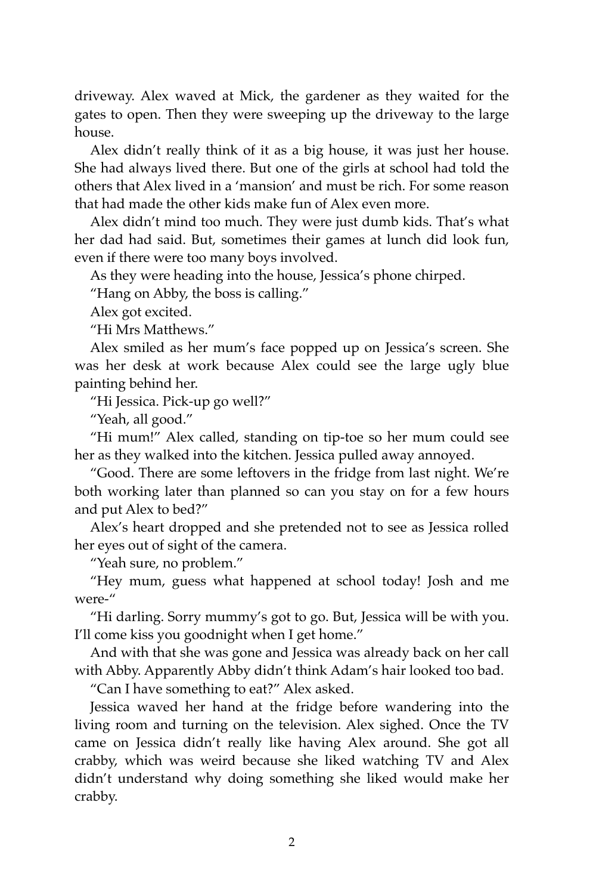driveway. Alex waved at Mick, the gardener as they waited for the gates to open. Then they were sweeping up the driveway to the large house.

Alex didn't really think of it as a big house, it was just her house. She had always lived there. But one of the girls at school had told the others that Alex lived in a 'mansion' and must be rich. For some reason that had made the other kids make fun of Alex even more.

Alex didn't mind too much. They were just dumb kids. That's what her dad had said. But, sometimes their games at lunch did look fun, even if there were too many boys involved.

As they were heading into the house, Jessica's phone chirped.

"Hang on Abby, the boss is calling."

Alex got excited.

"Hi Mrs Matthews."

Alex smiled as her mum's face popped up on Jessica's screen. She was her desk at work because Alex could see the large ugly blue painting behind her.

"Hi Jessica. Pick-up go well?"

"Yeah, all good."

"Hi mum!" Alex called, standing on tip-toe so her mum could see her as they walked into the kitchen. Jessica pulled away annoyed.

"Good. There are some leftovers in the fridge from last night. We're both working later than planned so can you stay on for a few hours and put Alex to bed?"

Alex's heart dropped and she pretended not to see as Jessica rolled her eyes out of sight of the camera.

"Yeah sure, no problem."

"Hey mum, guess what happened at school today! Josh and me were-"

"Hi darling. Sorry mummy's got to go. But, Jessica will be with you. I'll come kiss you goodnight when I get home."

And with that she was gone and Jessica was already back on her call with Abby. Apparently Abby didn't think Adam's hair looked too bad.

"Can I have something to eat?" Alex asked.

Jessica waved her hand at the fridge before wandering into the living room and turning on the television. Alex sighed. Once the TV came on Jessica didn't really like having Alex around. She got all crabby, which was weird because she liked watching TV and Alex didn't understand why doing something she liked would make her crabby.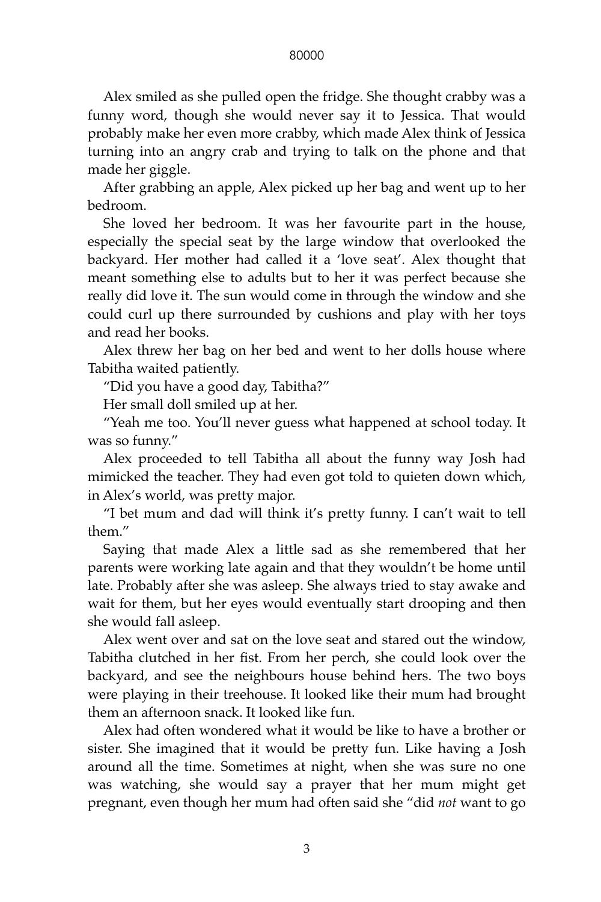Alex smiled as she pulled open the fridge. She thought crabby was a funny word, though she would never say it to Jessica. That would probably make her even more crabby, which made Alex think of Jessica turning into an angry crab and trying to talk on the phone and that made her giggle.

After grabbing an apple, Alex picked up her bag and went up to her bedroom.

She loved her bedroom. It was her favourite part in the house, especially the special seat by the large window that overlooked the backyard. Her mother had called it a 'love seat'. Alex thought that meant something else to adults but to her it was perfect because she really did love it. The sun would come in through the window and she could curl up there surrounded by cushions and play with her toys and read her books.

Alex threw her bag on her bed and went to her dolls house where Tabitha waited patiently.

"Did you have a good day, Tabitha?"

Her small doll smiled up at her.

"Yeah me too. You'll never guess what happened at school today. It was so funny."

Alex proceeded to tell Tabitha all about the funny way Josh had mimicked the teacher. They had even got told to quieten down which, in Alex's world, was pretty major.

"I bet mum and dad will think it's pretty funny. I can't wait to tell them."

Saying that made Alex a little sad as she remembered that her parents were working late again and that they wouldn't be home until late. Probably after she was asleep. She always tried to stay awake and wait for them, but her eyes would eventually start drooping and then she would fall asleep.

Alex went over and sat on the love seat and stared out the window, Tabitha clutched in her fist. From her perch, she could look over the backyard, and see the neighbours house behind hers. The two boys were playing in their treehouse. It looked like their mum had brought them an afternoon snack. It looked like fun.

Alex had often wondered what it would be like to have a brother or sister. She imagined that it would be pretty fun. Like having a Josh around all the time. Sometimes at night, when she was sure no one was watching, she would say a prayer that her mum might get pregnant, even though her mum had often said she "did *not* want to go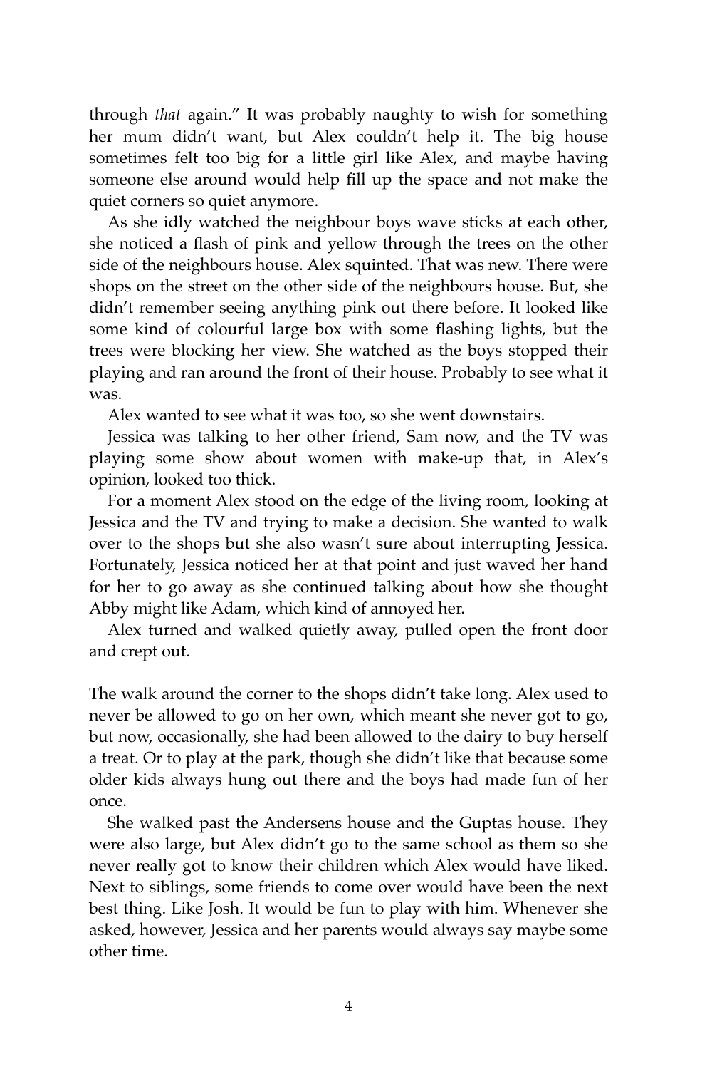through *that* again." It was probably naughty to wish for something her mum didn't want, but Alex couldn't help it. The big house sometimes felt too big for a little girl like Alex, and maybe having someone else around would help fill up the space and not make the quiet corners so quiet anymore.

As she idly watched the neighbour boys wave sticks at each other, she noticed a flash of pink and yellow through the trees on the other side of the neighbours house. Alex squinted. That was new. There were shops on the street on the other side of the neighbours house. But, she didn't remember seeing anything pink out there before. It looked like some kind of colourful large box with some flashing lights, but the trees were blocking her view. She watched as the boys stopped their playing and ran around the front of their house. Probably to see what it was.

Alex wanted to see what it was too, so she went downstairs.

Jessica was talking to her other friend, Sam now, and the TV was playing some show about women with make-up that, in Alex's opinion, looked too thick.

For a moment Alex stood on the edge of the living room, looking at Jessica and the TV and trying to make a decision. She wanted to walk over to the shops but she also wasn't sure about interrupting Jessica. Fortunately, Jessica noticed her at that point and just waved her hand for her to go away as she continued talking about how she thought Abby might like Adam, which kind of annoyed her.

Alex turned and walked quietly away, pulled open the front door and crept out.

The walk around the corner to the shops didn't take long. Alex used to never be allowed to go on her own, which meant she never got to go, but now, occasionally, she had been allowed to the dairy to buy herself a treat. Or to play at the park, though she didn't like that because some older kids always hung out there and the boys had made fun of her once.

She walked past the Andersens house and the Guptas house. They were also large, but Alex didn't go to the same school as them so she never really got to know their children which Alex would have liked. Next to siblings, some friends to come over would have been the next best thing. Like Josh. It would be fun to play with him. Whenever she asked, however, Jessica and her parents would always say maybe some other time.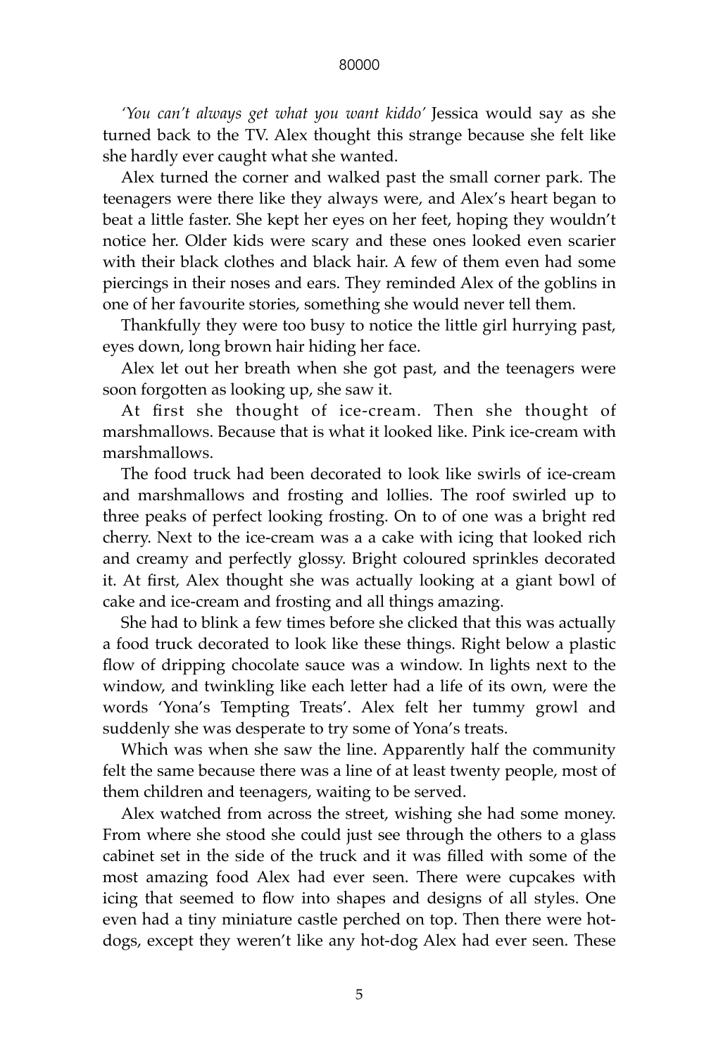*'You can't always get what you want kiddo'* Jessica would say as she turned back to the TV. Alex thought this strange because she felt like she hardly ever caught what she wanted.

Alex turned the corner and walked past the small corner park. The teenagers were there like they always were, and Alex's heart began to beat a little faster. She kept her eyes on her feet, hoping they wouldn't notice her. Older kids were scary and these ones looked even scarier with their black clothes and black hair. A few of them even had some piercings in their noses and ears. They reminded Alex of the goblins in one of her favourite stories, something she would never tell them.

Thankfully they were too busy to notice the little girl hurrying past, eyes down, long brown hair hiding her face.

Alex let out her breath when she got past, and the teenagers were soon forgotten as looking up, she saw it.

At first she thought of ice-cream. Then she thought of marshmallows. Because that is what it looked like. Pink ice-cream with marshmallows.

The food truck had been decorated to look like swirls of ice-cream and marshmallows and frosting and lollies. The roof swirled up to three peaks of perfect looking frosting. On to of one was a bright red cherry. Next to the ice-cream was a a cake with icing that looked rich and creamy and perfectly glossy. Bright coloured sprinkles decorated it. At first, Alex thought she was actually looking at a giant bowl of cake and ice-cream and frosting and all things amazing.

She had to blink a few times before she clicked that this was actually a food truck decorated to look like these things. Right below a plastic flow of dripping chocolate sauce was a window. In lights next to the window, and twinkling like each letter had a life of its own, were the words 'Yona's Tempting Treats'. Alex felt her tummy growl and suddenly she was desperate to try some of Yona's treats.

Which was when she saw the line. Apparently half the community felt the same because there was a line of at least twenty people, most of them children and teenagers, waiting to be served.

Alex watched from across the street, wishing she had some money. From where she stood she could just see through the others to a glass cabinet set in the side of the truck and it was filled with some of the most amazing food Alex had ever seen. There were cupcakes with icing that seemed to flow into shapes and designs of all styles. One even had a tiny miniature castle perched on top. Then there were hot-dogs, except they weren't like any hot-dog Alex had ever seen. These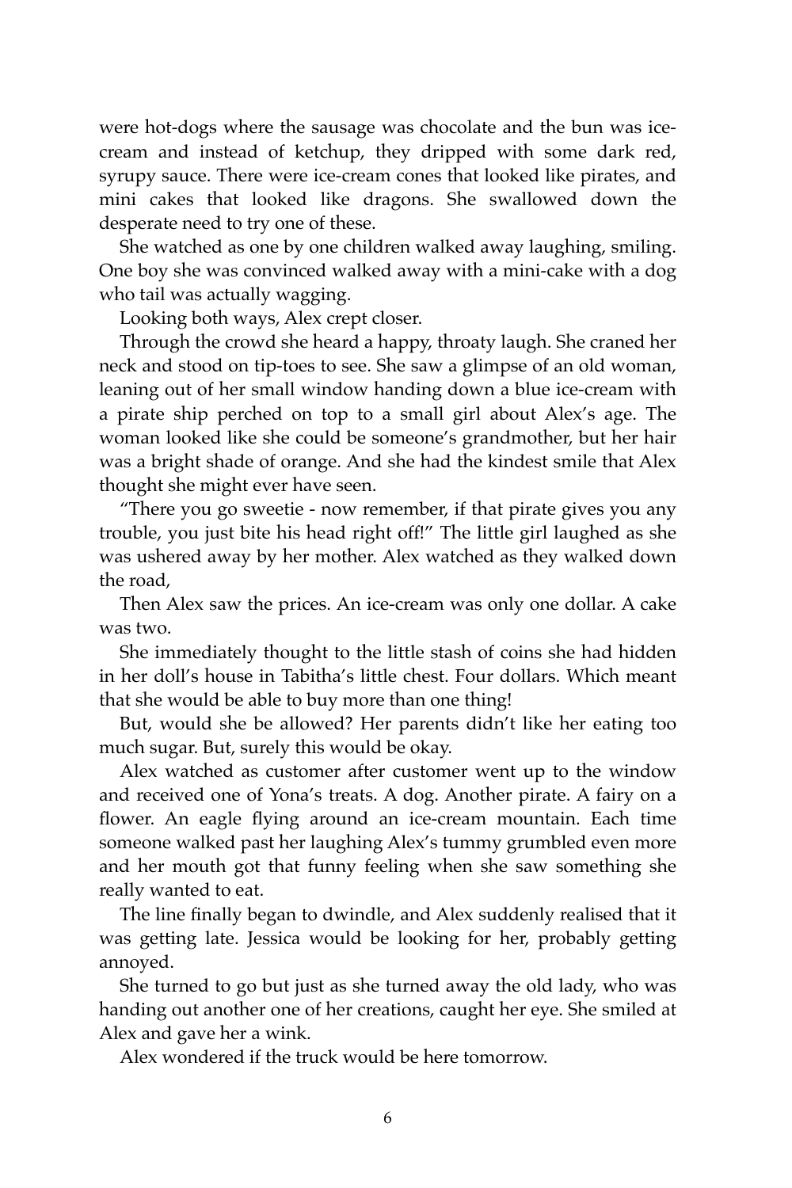were hot-dogs where the sausage was chocolate and the bun was ice-cream and instead of ketchup, they dripped with some dark red, syrupy sauce. There were ice-cream cones that looked like pirates, and mini cakes that looked like dragons. She swallowed down the desperate need to try one of these.

She watched as one by one children walked away laughing, smiling. One boy she was convinced walked away with a mini-cake with a dog who tail was actually wagging.

Looking both ways, Alex crept closer.

Through the crowd she heard a happy, throaty laugh. She craned her neck and stood on tip-toes to see. She saw a glimpse of an old woman, leaning out of her small window handing down a blue ice-cream with a pirate ship perched on top to a small girl about Alex's age. The woman looked like she could be someone's grandmother, but her hair was a bright shade of orange. And she had the kindest smile that Alex thought she might ever have seen.

"There you go sweetie - now remember, if that pirate gives you any trouble, you just bite his head right off!" The little girl laughed as she was ushered away by her mother. Alex watched as they walked down the road,

Then Alex saw the prices. An ice-cream was only one dollar. A cake was two.

She immediately thought to the little stash of coins she had hidden in her doll's house in Tabitha's little chest. Four dollars. Which meant that she would be able to buy more than one thing!

But, would she be allowed? Her parents didn't like her eating too much sugar. But, surely this would be okay.

Alex watched as customer after customer went up to the window and received one of Yona's treats. A dog. Another pirate. A fairy on a flower. An eagle flying around an ice-cream mountain. Each time someone walked past her laughing Alex's tummy grumbled even more and her mouth got that funny feeling when she saw something she really wanted to eat.

The line finally began to dwindle, and Alex suddenly realised that it was getting late. Jessica would be looking for her, probably getting annoyed.

She turned to go but just as she turned away the old lady, who was handing out another one of her creations, caught her eye. She smiled at Alex and gave her a wink.

Alex wondered if the truck would be here tomorrow.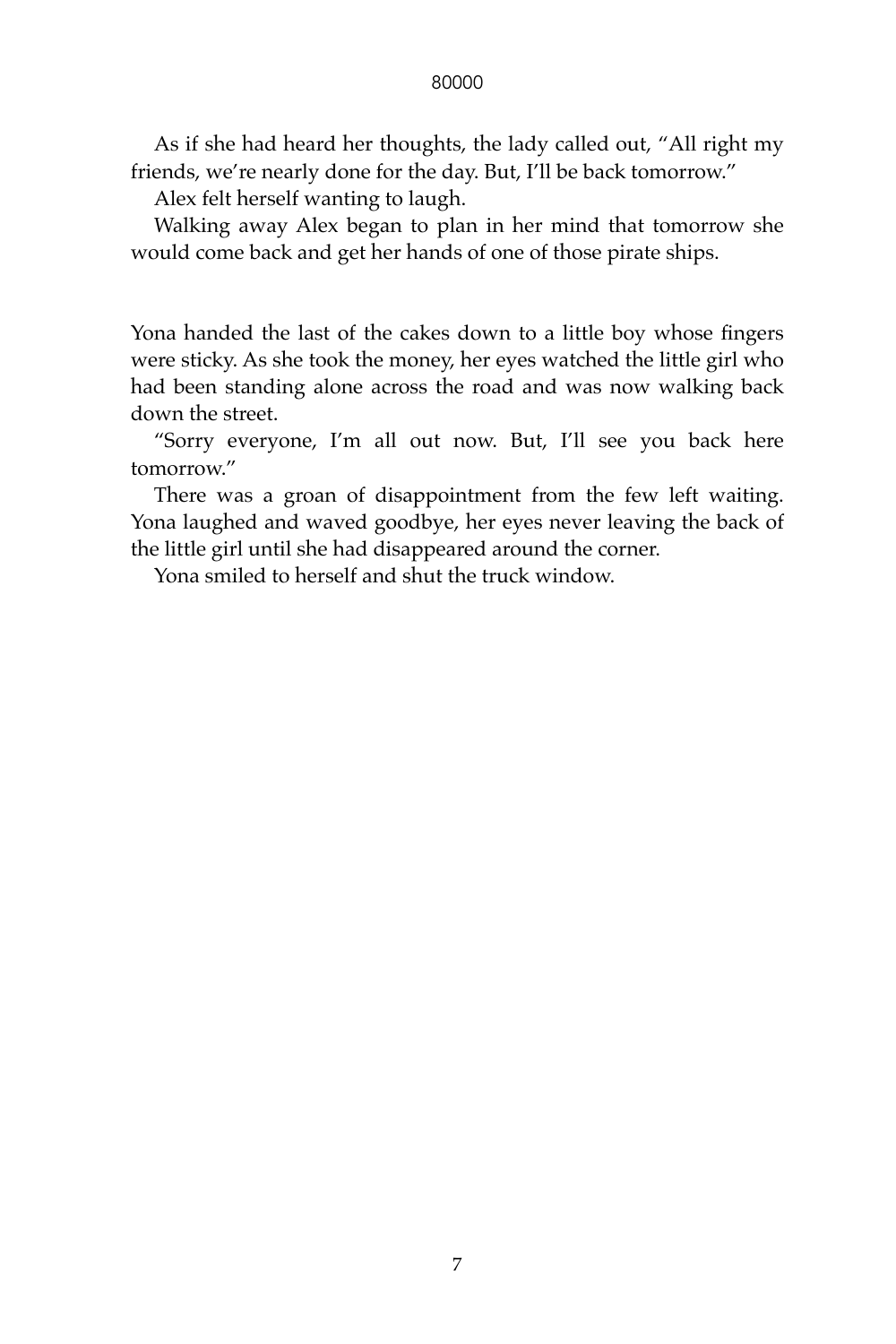As if she had heard her thoughts, the lady called out, "All right my friends, we're nearly done for the day. But, I'll be back tomorrow."

Alex felt herself wanting to laugh.

Walking away Alex began to plan in her mind that tomorrow she would come back and get her hands of one of those pirate ships.

Yona handed the last of the cakes down to a little boy whose fingers were sticky. As she took the money, her eyes watched the little girl who had been standing alone across the road and was now walking back down the street.

"Sorry everyone, I'm all out now. But, I'll see you back here tomorrow."

There was a groan of disappointment from the few left waiting. Yona laughed and waved goodbye, her eyes never leaving the back of the little girl until she had disappeared around the corner.

Yona smiled to herself and shut the truck window.